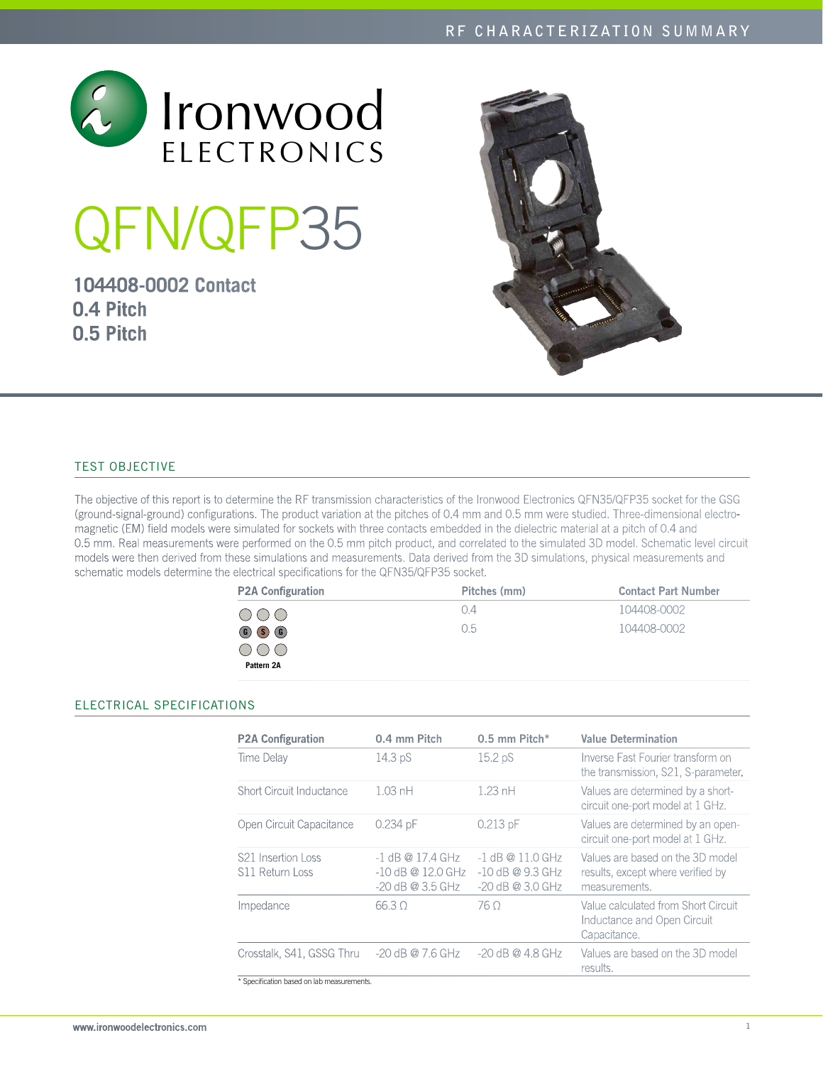Ironwood ELECTRONICS

# QFN/QFP35

**104408-0002 Contact**
**0.4 Pitch**
**0.5 Pitch**

## TEST OBJECTIVE

The objective of this report is to determine the RF transmission characteristics of the Ironwood Electronics QFN35/QFP35 socket for the GSG (ground-signal-ground) configurations. The product variation at the pitches of 0.4 mm and 0.5 mm were studied. Three-dimensional electro-magnetic (EM) field models were simulated for sockets with three contacts embedded in the dielectric material at a pitch of 0.4 and 0.5 mm. Real measurements were performed on the 0.5 mm pitch product, and correlated to the simulated 3D model. Schematic level circuit models were then derived from these simulations and measurements. Data derived from the 3D simulations, physical measurements and schematic models determine the electrical specifications for the QFN35/QFP35 socket.

| P2A Configuration | Pitches (mm) | Contact Part Number |
|---|---|---|
| G S G (Pattern 2A) | 0.4 | 104408-0002 |
| | 0.5 | 104408-0002 |

## ELECTRICAL SPECIFICATIONS

| P2A Configuration | 0.4 mm Pitch | 0.5 mm Pitch* | Value Determination |
|---|---|---|---|
| Time Delay | 14.3 pS | 15.2 pS | Inverse Fast Fourier transform on the transmission, S21, S-parameter. |
| Short Circuit Inductance | 1.03 nH | 1.23 nH | Values are determined by a short-circuit one-port model at 1 GHz. |
| Open Circuit Capacitance | 0.234 pF | 0.213 pF | Values are determined by an open-circuit one-port model at 1 GHz. |
| S21 Insertion Loss<br>S11 Return Loss | -1 dB @ 17.4 GHz<br>-10 dB @ 12.0 GHz<br>-20 dB @ 3.5 GHz | -1 dB @ 11.0 GHz<br>-10 dB @ 9.3 GHz<br>-20 dB @ 3.0 GHz | Values are based on the 3D model results, except where verified by measurements. |
| Impedance | 66.3 Ω | 76 Ω | Value calculated from Short Circuit Inductance and Open Circuit Capacitance. |
| Crosstalk, S41, GSSG Thru | -20 dB @ 7.6 GHz | -20 dB @ 4.8 GHz | Values are based on the 3D model results. |

* Specification based on lab measurements.

www.ironwoodelectronics.com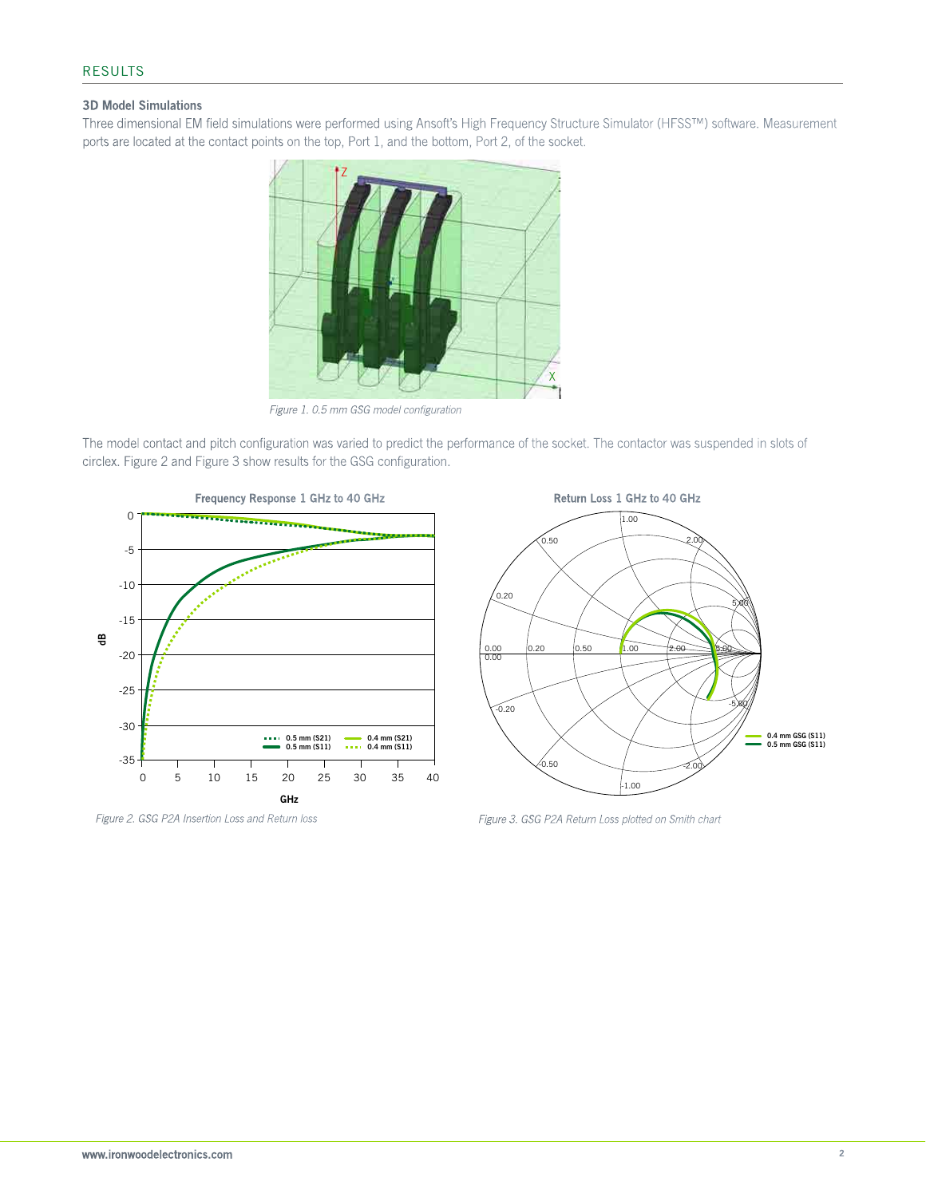## RESULTS

### 3D Model Simulations

Three dimensional EM field simulations were performed using Ansoft's High Frequency Structure Simulator (HFSS™) software. Measurement ports are located at the contact points on the top, Port 1, and the bottom, Port 2, of the socket.

*Figure 1. 0.5 mm GSG model configuration*

The model contact and pitch configuration was varied to predict the performance of the socket. The contactor was suspended in slots of circlex. Figure 2 and Figure 3 show results for the GSG configuration.

*Figure 2. GSG P2A Insertion Loss and Return loss*

*Figure 3. GSG P2A Return Loss plotted on Smith chart*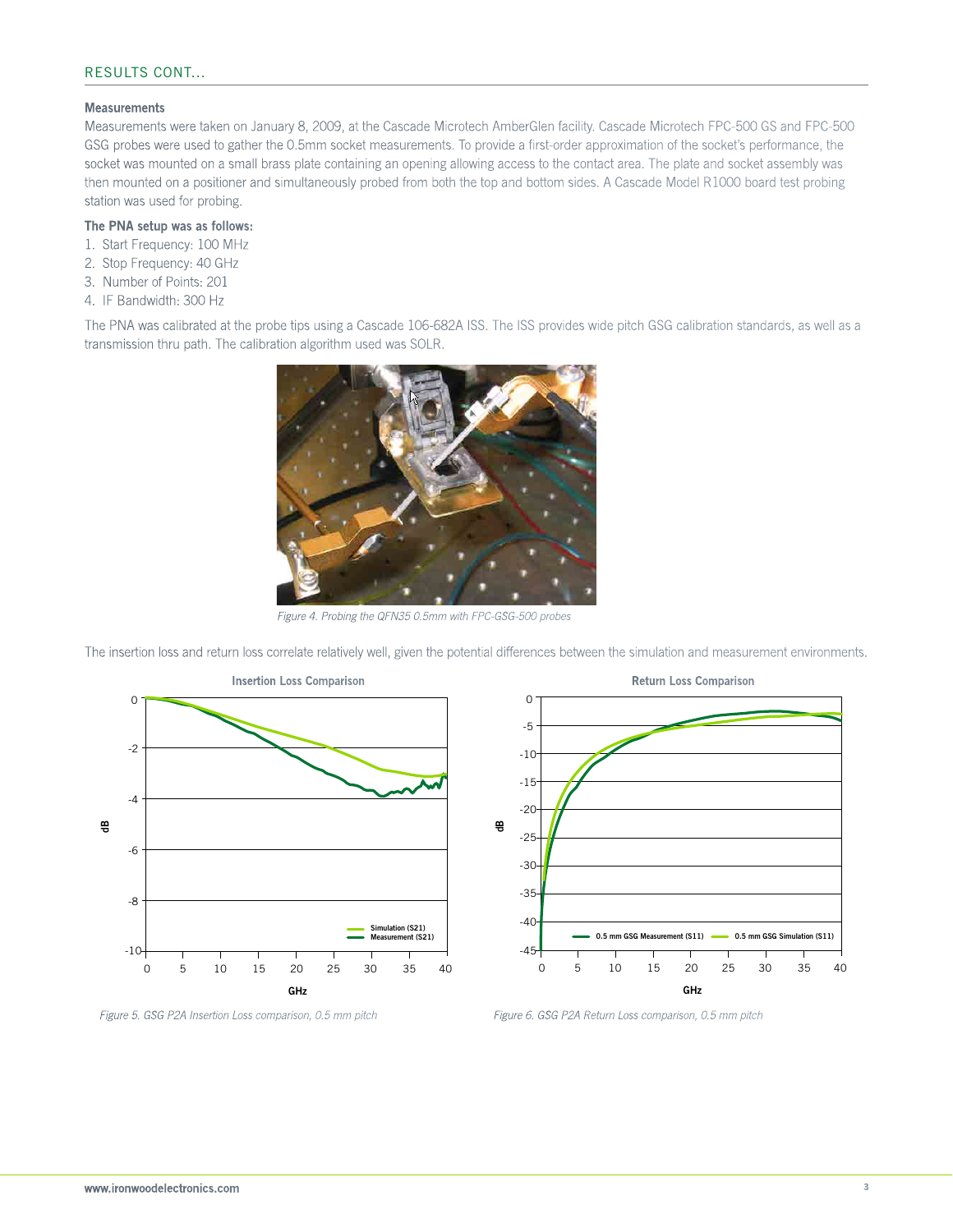## RESULTS CONT...

### Measurements

Measurements were taken on January 8, 2009, at the Cascade Microtech AmberGlen facility. Cascade Microtech FPC-500 GS and FPC-500 GSG probes were used to gather the 0.5mm socket measurements. To provide a first-order approximation of the socket's performance, the socket was mounted on a small brass plate containing an opening allowing access to the contact area. The plate and socket assembly was then mounted on a positioner and simultaneously probed from both the top and bottom sides. A Cascade Model R1000 board test probing station was used for probing.

**The PNA setup was as follows:**

1. Start Frequency: 100 MHz
2. Stop Frequency: 40 GHz
3. Number of Points: 201
4. IF Bandwidth: 300 Hz

The PNA was calibrated at the probe tips using a Cascade 106-682A ISS. The ISS provides wide pitch GSG calibration standards, as well as a transmission thru path. The calibration algorithm used was SOLR.

*Figure 4. Probing the QFN35 0.5mm with FPC-GSG-500 probes*

The insertion loss and return loss correlate relatively well, given the potential differences between the simulation and measurement environments.

*Figure 5. GSG P2A Insertion Loss comparison, 0.5 mm pitch*

*Figure 6. GSG P2A Return Loss comparison, 0.5 mm pitch*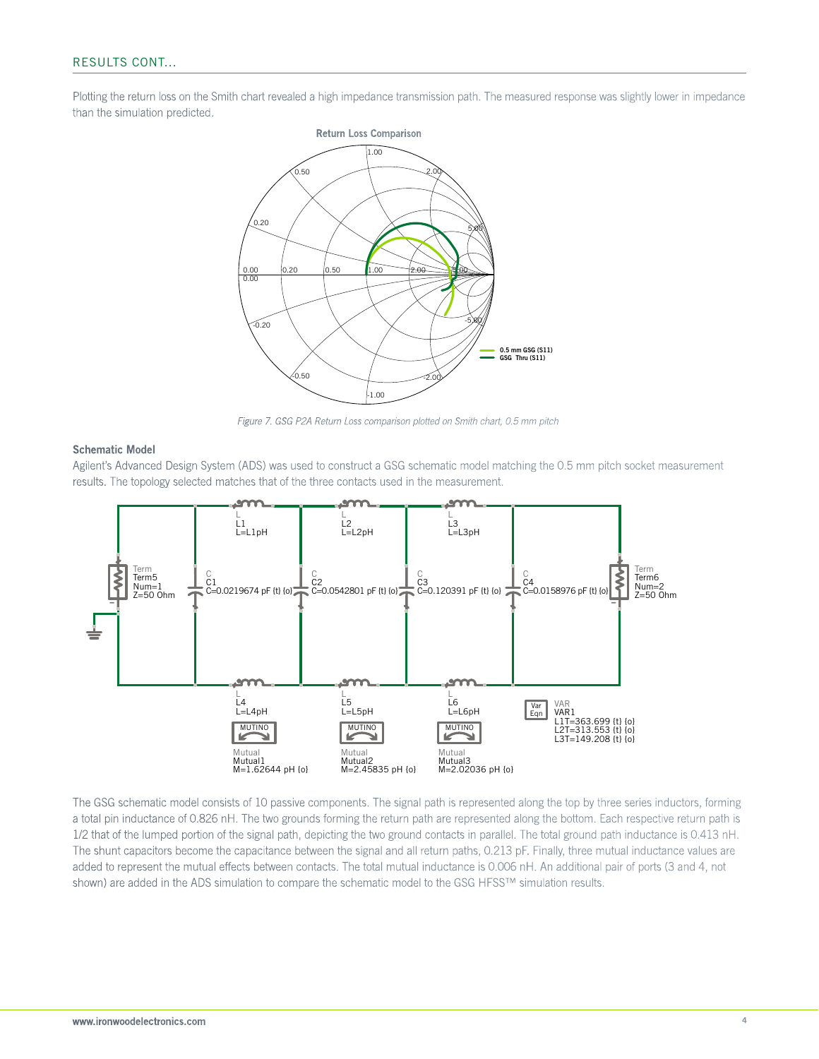## RESULTS CONT...

Plotting the return loss on the Smith chart revealed a high impedance transmission path. The measured response was slightly lower in impedance than the simulation predicted.

*Figure 7. GSG P2A Return Loss comparison plotted on Smith chart, 0.5 mm pitch*

### Schematic Model

Agilent's Advanced Design System (ADS) was used to construct a GSG schematic model matching the 0.5 mm pitch socket measurement results. The topology selected matches that of the three contacts used in the measurement.

The GSG schematic model consists of 10 passive components. The signal path is represented along the top by three series inductors, forming a total pin inductance of 0.826 nH. The two grounds forming the return path are represented along the bottom. Each respective return path is 1/2 that of the lumped portion of the signal path, depicting the two ground contacts in parallel. The total ground path inductance is 0.413 nH. The shunt capacitors become the capacitance between the signal and all return paths, 0.213 pF. Finally, three mutual inductance values are added to represent the mutual effects between contacts. The total mutual inductance is 0.006 nH. An additional pair of ports (3 and 4, not shown) are added in the ADS simulation to compare the schematic model to the GSG HFSS™ simulation results.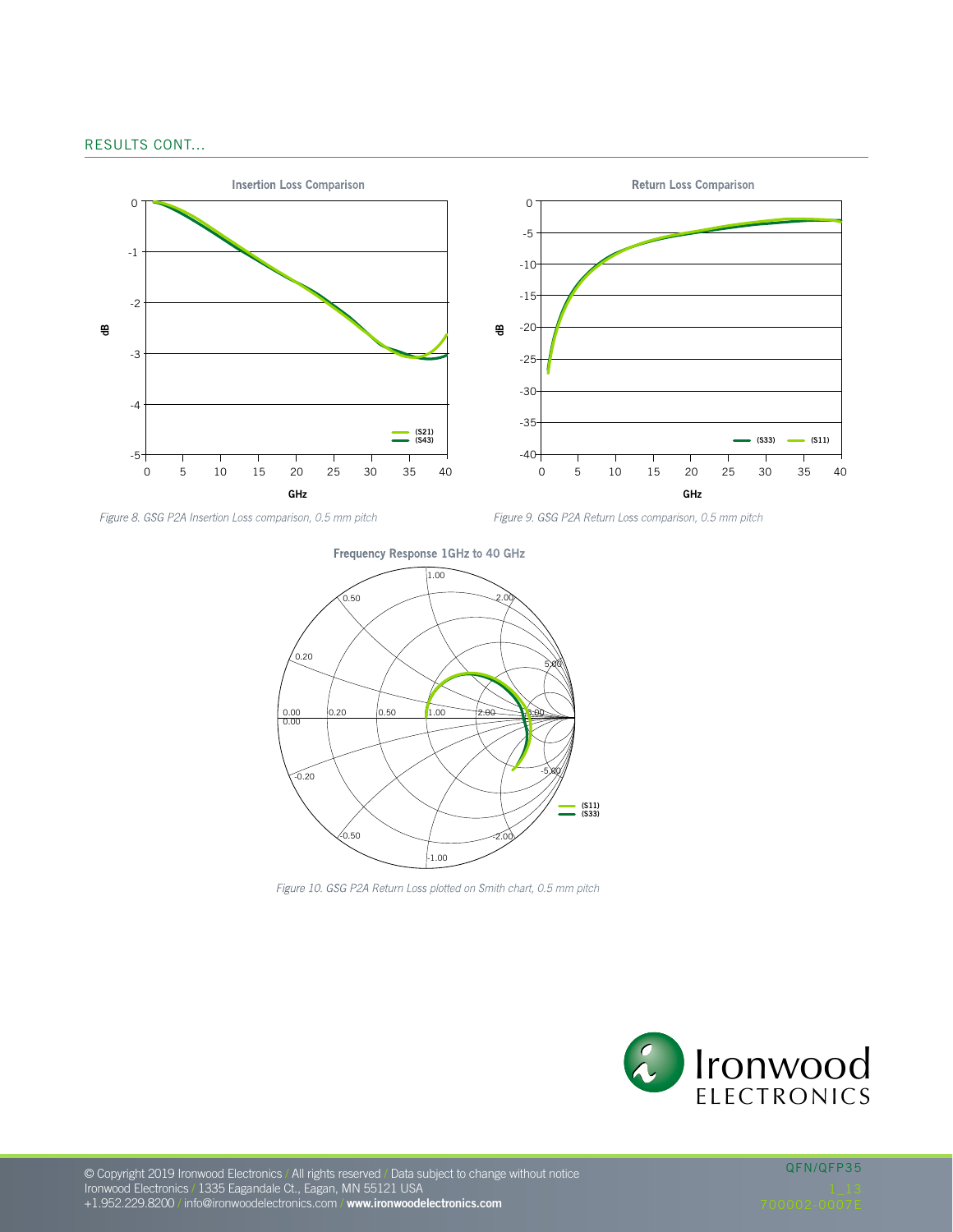RESULTS CONT...

Insertion Loss Comparison

dB

0
-1
-2
-3
-4
-5

0 5 10 15 20 25 30 35 40

GHz

(S21)
(S43)

*Figure 8. GSG P2A Insertion Loss comparison, 0.5 mm pitch*

Return Loss Comparison

dB

0
-5
-10
-15
-20
-25
-30
-35
-40

0 5 10 15 20 25 30 35 40

GHz

(S33) (S11)

*Figure 9. GSG P2A Return Loss comparison, 0.5 mm pitch*

Frequency Response 1GHz to 40 GHz

1.00
0.50
2.00
0.20
5.00
0.00
0.00
0.20
0.50
1.00
2.00
5.00
-0.20
-5.00
-0.50
-2.00
-1.00

(S11)
(S33)

*Figure 10. GSG P2A Return Loss plotted on Smith chart, 0.5 mm pitch*

© Copyright 2019 Ironwood Electronics / All rights reserved / Data subject to change without notice
Ironwood Electronics / 1335 Eagandale Ct., Eagan, MN 55121 USA
+1.952.229.8200 / info@ironwoodelectronics.com / **www.ironwoodelectronics.com**

QFN/QFP35
1_13
700002-0007E